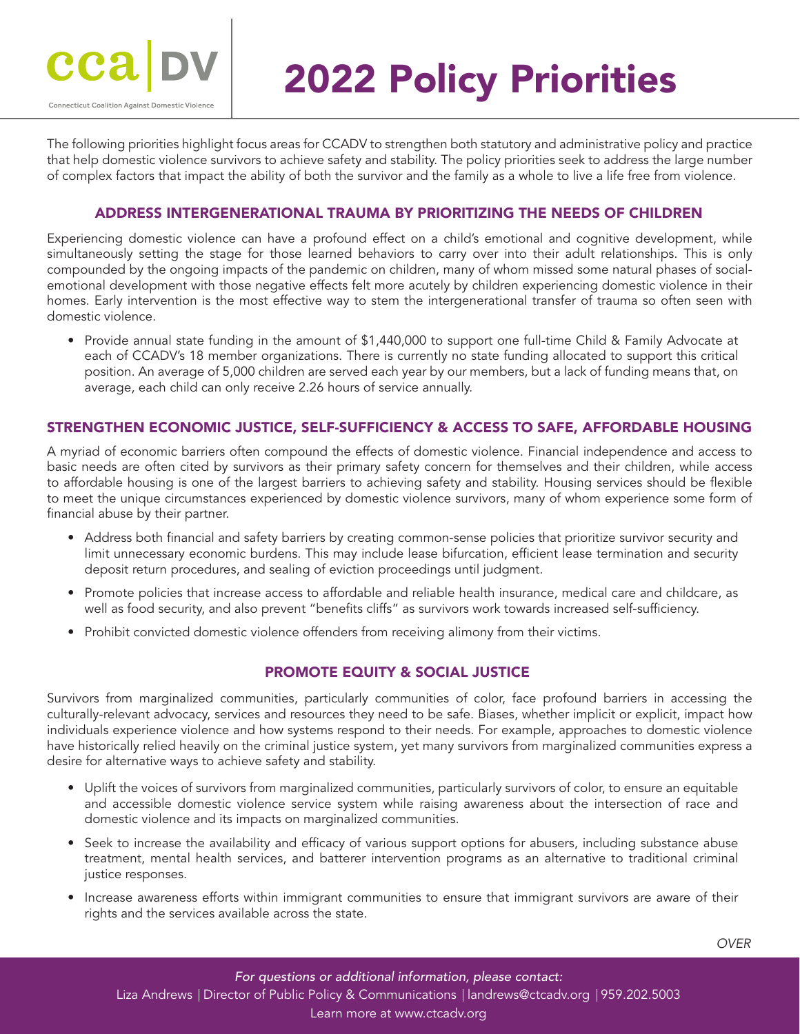cca | DV

Connecticut Coalition Against Domestic Violence

# 2022 Policy Priorities

The following priorities highlight focus areas for CCADV to strengthen both statutory and administrative policy and practice that help domestic violence survivors to achieve safety and stability. The policy priorities seek to address the large number of complex factors that impact the ability of both the survivor and the family as a whole to live a life free from violence.

## ADDRESS INTERGENERATIONAL TRAUMA BY PRIORITIZING THE NEEDS OF CHILDREN

Experiencing domestic violence can have a profound effect on a child's emotional and cognitive development, while simultaneously setting the stage for those learned behaviors to carry over into their adult relationships. This is only compounded by the ongoing impacts of the pandemic on children, many of whom missed some natural phases of social-emotional development with those negative effects felt more acutely by children experiencing domestic violence in their homes. Early intervention is the most effective way to stem the intergenerational transfer of trauma so often seen with domestic violence.

- Provide annual state funding in the amount of $1,440,000 to support one full-time Child & Family Advocate at each of CCADV's 18 member organizations. There is currently no state funding allocated to support this critical position. An average of 5,000 children are served each year by our members, but a lack of funding means that, on average, each child can only receive 2.26 hours of service annually.

## STRENGTHEN ECONOMIC JUSTICE, SELF-SUFFICIENCY & ACCESS TO SAFE, AFFORDABLE HOUSING

A myriad of economic barriers often compound the effects of domestic violence. Financial independence and access to basic needs are often cited by survivors as their primary safety concern for themselves and their children, while access to affordable housing is one of the largest barriers to achieving safety and stability. Housing services should be flexible to meet the unique circumstances experienced by domestic violence survivors, many of whom experience some form of financial abuse by their partner.

- Address both financial and safety barriers by creating common-sense policies that prioritize survivor security and limit unnecessary economic burdens. This may include lease bifurcation, efficient lease termination and security deposit return procedures, and sealing of eviction proceedings until judgment.
- Promote policies that increase access to affordable and reliable health insurance, medical care and childcare, as well as food security, and also prevent "benefits cliffs" as survivors work towards increased self-sufficiency.
- Prohibit convicted domestic violence offenders from receiving alimony from their victims.

## PROMOTE EQUITY & SOCIAL JUSTICE

Survivors from marginalized communities, particularly communities of color, face profound barriers in accessing the culturally-relevant advocacy, services and resources they need to be safe. Biases, whether implicit or explicit, impact how individuals experience violence and how systems respond to their needs. For example, approaches to domestic violence have historically relied heavily on the criminal justice system, yet many survivors from marginalized communities express a desire for alternative ways to achieve safety and stability.

- Uplift the voices of survivors from marginalized communities, particularly survivors of color, to ensure an equitable and accessible domestic violence service system while raising awareness about the intersection of race and domestic violence and its impacts on marginalized communities.
- Seek to increase the availability and efficacy of various support options for abusers, including substance abuse treatment, mental health services, and batterer intervention programs as an alternative to traditional criminal justice responses.
- Increase awareness efforts within immigrant communities to ensure that immigrant survivors are aware of their rights and the services available across the state.

*OVER*

*For questions or additional information, please contact:*
Liza Andrews | Director of Public Policy & Communications | landrews@ctcadv.org | 959.202.5003
Learn more at www.ctcadv.org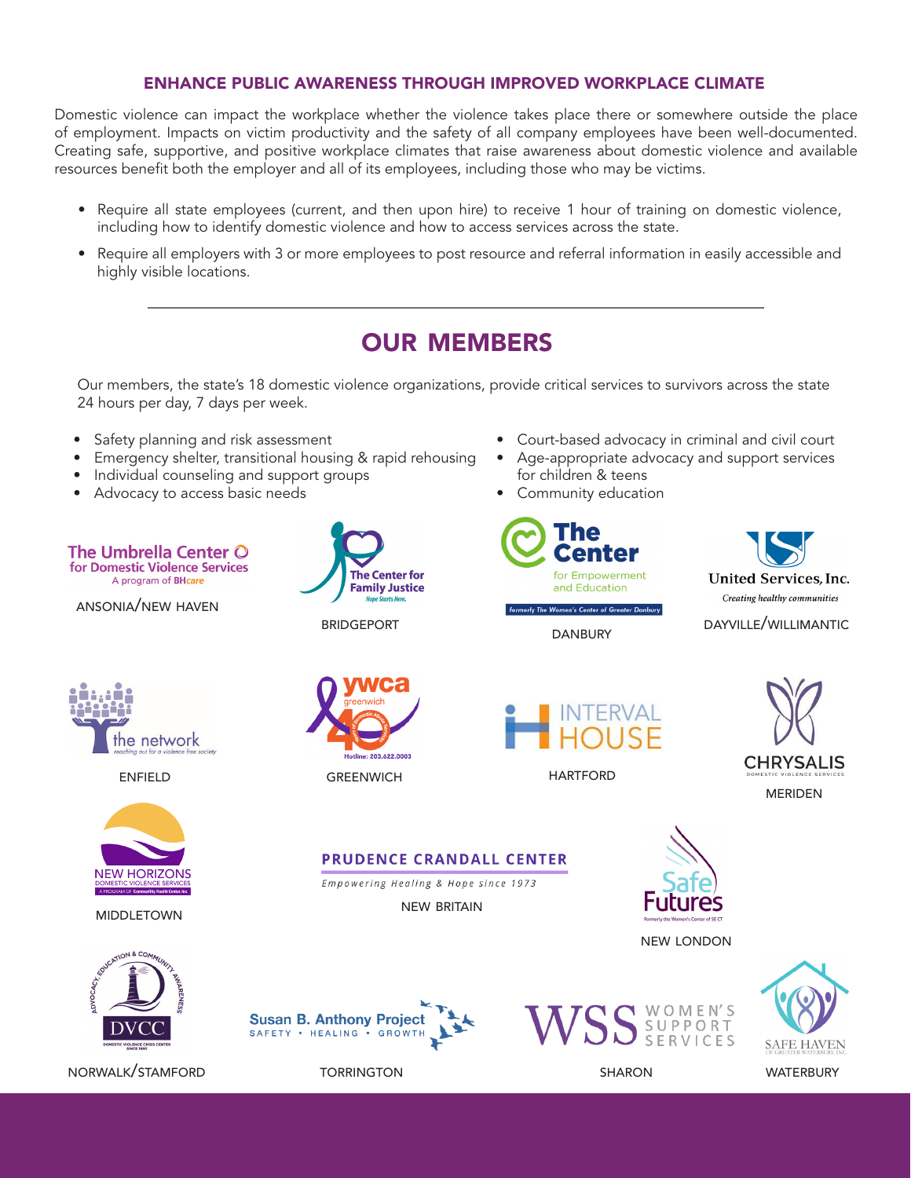## ENHANCE PUBLIC AWARENESS THROUGH IMPROVED WORKPLACE CLIMATE

Domestic violence can impact the workplace whether the violence takes place there or somewhere outside the place of employment. Impacts on victim productivity and the safety of all company employees have been well-documented. Creating safe, supportive, and positive workplace climates that raise awareness about domestic violence and available resources benefit both the employer and all of its employees, including those who may be victims.

- Require all state employees (current, and then upon hire) to receive 1 hour of training on domestic violence, including how to identify domestic violence and how to access services across the state.
- Require all employers with 3 or more employees to post resource and referral information in easily accessible and highly visible locations.

# OUR MEMBERS

Our members, the state's 18 domestic violence organizations, provide critical services to survivors across the state 24 hours per day, 7 days per week.

- Safety planning and risk assessment
- Emergency shelter, transitional housing & rapid rehousing
- Individual counseling and support groups
- Advocacy to access basic needs
- Court-based advocacy in criminal and civil court
- Age-appropriate advocacy and support services for children & teens
- Community education

The Umbrella Center for Domestic Violence Services
A program of BHcare
ANSONIA/NEW HAVEN

The Center for Family Justice
Hope Starts Here.
BRIDGEPORT

The Center for Empowerment and Education
formerly The Women's Center of Greater Danbury
DANBURY

United Services, Inc.
Creating healthy communities
DAYVILLE/WILLIMANTIC

the network
reaching out for a violence free society
ENFIELD

ywca greenwich
Hotline: 203.622.0003
GREENWICH

INTERVAL HOUSE
HARTFORD

CHRYSALIS
DOMESTIC VIOLENCE SERVICES
MERIDEN

NEW HORIZONS
DOMESTIC VIOLENCE SERVICES
A PROGRAM OF Community Health Center, Inc.
MIDDLETOWN

PRUDENCE CRANDALL CENTER
Empowering Healing & Hope since 1973
NEW BRITAIN

Safe Futures
Formerly the Women's Center of SE CT
NEW LONDON

DVCC
ADVOCACY, EDUCATION & COMMUNITY AWARENESS
DOMESTIC VIOLENCE CRISIS CENTER
SINCE 1980
NORWALK/STAMFORD

Susan B. Anthony Project
SAFETY • HEALING • GROWTH
TORRINGTON

WSS WOMEN'S SUPPORT SERVICES
SHARON

SAFE HAVEN
OF GREATER WATERBURY, INC.
WATERBURY